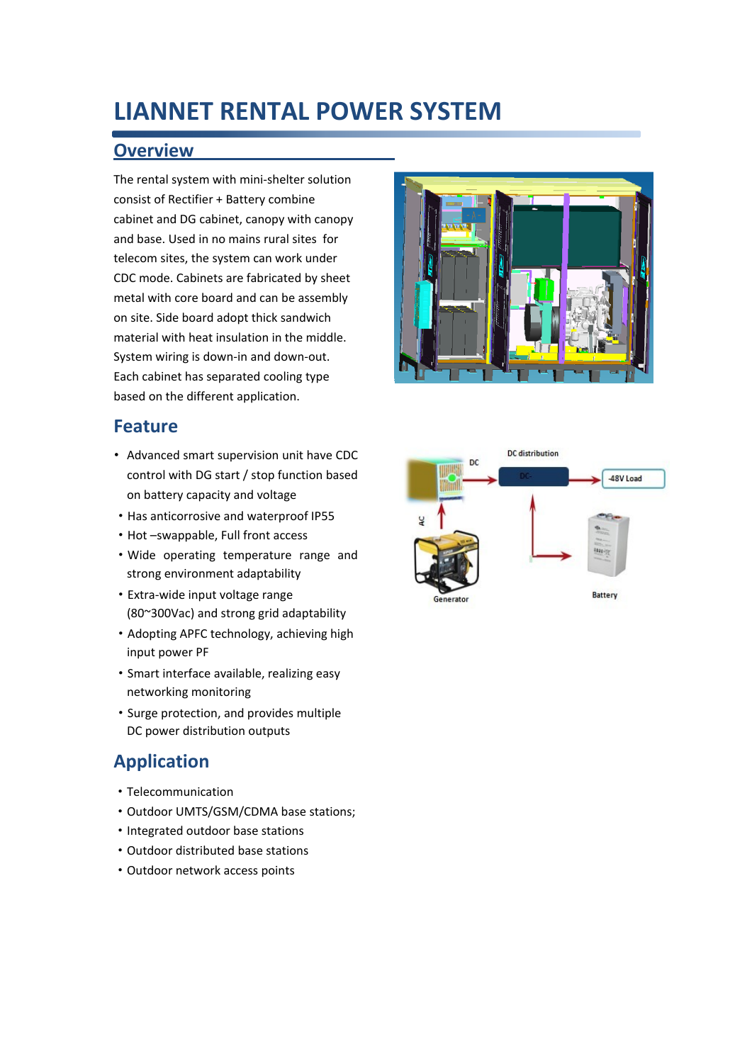# LIANNET RENTAL POWER SYSTEM

## Overview

The rental system with mini-shelter solution consist of Rectifier + Battery combine cabinet and DG cabinet, canopy with canopy and base. Used in no mains rural sites for telecom sites, the system can work under CDC mode. Cabinets are fabricated by sheet metal with core board and can be assembly on site. Side board adopt thick sandwich material with heat insulation in the middle. System wiring is down-in and down-out. Each cabinet has separated cooling type based on the different application.

## Feature

- Advanced smart supervision unit have CDC control with DG start / stop function based on battery capacity and voltage
- Has anticorrosive and waterproof IP55
- Hot –swappable, Full front access
- Wide operating temperature range and strong environment adaptability
- Extra-wide input voltage range (80~300Vac) and strong grid adaptability
- Adopting APFC technology, achieving high input power PF
- Smart interface available, realizing easy networking monitoring
- Surge protection, and provides multiple DC power distribution outputs

## Application

- Telecommunication
- Outdoor UMTS/GSM/CDMA base stations;
- Integrated outdoor base stations
- Outdoor distributed base stations
- Outdoor network access points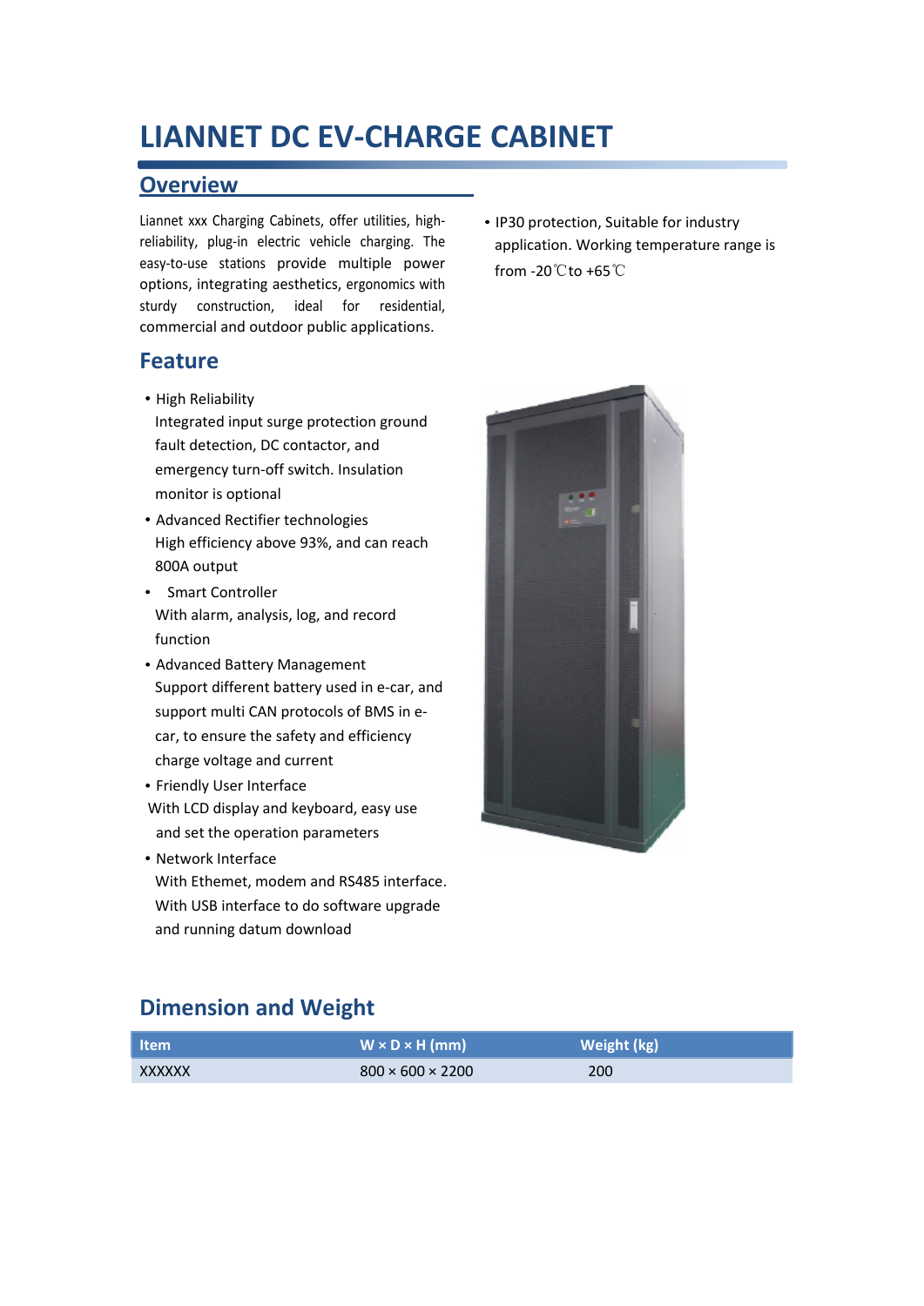# LIANNET DC EV-CHARGE CABINET

## Overview

Liannet xxx Charging Cabinets, offer utilities, high-reliability, plug-in electric vehicle charging. The easy-to-use stations provide multiple power options, integrating aesthetics, ergonomics with sturdy construction, ideal for residential, commercial and outdoor public applications.

- IP30 protection, Suitable for industry application. Working temperature range is from -20℃to +65℃

## Feature

- High Reliability
  Integrated input surge protection ground fault detection, DC contactor, and emergency turn-off switch. Insulation monitor is optional
- Advanced Rectifier technologies
  High efficiency above 93%, and can reach 800A output
- Smart Controller
  With alarm, analysis, log, and record function
- Advanced Battery Management
  Support different battery used in e-car, and support multi CAN protocols of BMS in e-car, to ensure the safety and efficiency charge voltage and current
- Friendly User Interface
  With LCD display and keyboard, easy use and set the operation parameters
- Network Interface
  With Ethemet, modem and RS485 interface. With USB interface to do software upgrade and running datum download

## Dimension and Weight

| Item | W × D × H (mm) | Weight (kg) |
|---|---|---|
| XXXXXX | 800 × 600 × 2200 | 200 |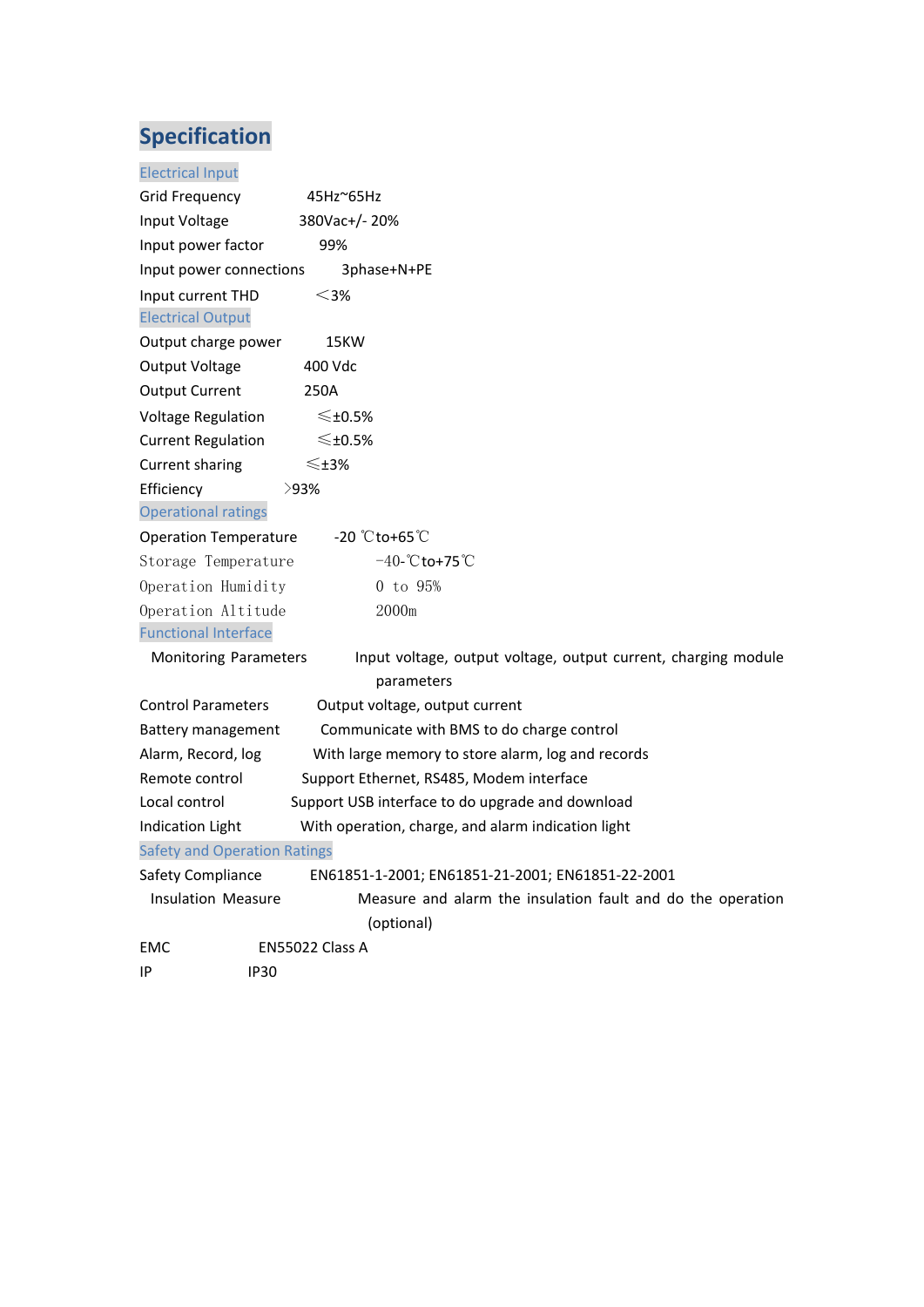# Specification

## Electrical Input

| | |
|---|---|
| Grid Frequency | 45Hz~65Hz |
| Input Voltage | 380Vac+/- 20% |
| Input power factor | 99% |
| Input power connections | 3phase+N+PE |
| Input current THD | ＜3% |

## Electrical Output

| | |
|---|---|
| Output charge power | 15KW |
| Output Voltage | 400 Vdc |
| Output Current | 250A |
| Voltage Regulation | ≤±0.5% |
| Current Regulation | ≤±0.5% |
| Current sharing | ≤±3% |
| Efficiency | ＞93% |

## Operational ratings

| | |
|---|---|
| Operation Temperature | -20 ℃to+65℃ |
| Storage Temperature | -40-℃to+75℃ |
| Operation Humidity | 0 to 95% |
| Operation Altitude | 2000m |

## Functional Interface

| | |
|---|---|
| Monitoring Parameters | Input voltage, output voltage, output current, charging module parameters |
| Control Parameters | Output voltage, output current |
| Battery management | Communicate with BMS to do charge control |
| Alarm, Record, log | With large memory to store alarm, log and records |
| Remote control | Support Ethernet, RS485, Modem interface |
| Local control | Support USB interface to do upgrade and download |
| Indication Light | With operation, charge, and alarm indication light |

## Safety and Operation Ratings

| | |
|---|---|
| Safety Compliance | EN61851-1-2001; EN61851-21-2001; EN61851-22-2001 |
| Insulation Measure | Measure and alarm the insulation fault and do the operation (optional) |
| EMC | EN55022 Class A |
| IP | IP30 |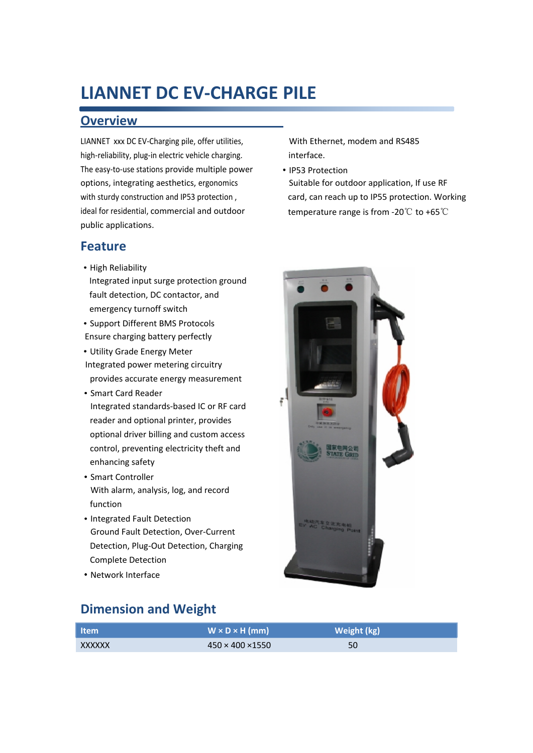# LIANNET DC EV-CHARGE PILE

## Overview

LIANNET xxx DC EV-Charging pile, offer utilities, high-reliability, plug-in electric vehicle charging. The easy-to-use stations provide multiple power options, integrating aesthetics, ergonomics with sturdy construction and IP53 protection , ideal for residential, commercial and outdoor public applications.

## Feature

- High Reliability
  Integrated input surge protection ground fault detection, DC contactor, and emergency turnoff switch
- Support Different BMS Protocols
  Ensure charging battery perfectly
- Utility Grade Energy Meter
  Integrated power metering circuitry provides accurate energy measurement
- Smart Card Reader
  Integrated standards-based IC or RF card reader and optional printer, provides optional driver billing and custom access control, preventing electricity theft and enhancing safety
- Smart Controller
  With alarm, analysis, log, and record function
- Integrated Fault Detection
  Ground Fault Detection, Over-Current Detection, Plug-Out Detection, Charging Complete Detection
- Network Interface
  With Ethernet, modem and RS485 interface.
- IP53 Protection
  Suitable for outdoor application, If use RF card, can reach up to IP55 protection. Working temperature range is from -20℃ to +65℃

## Dimension and Weight

| Item | W × D × H (mm) | Weight (kg) |
|---|---|---|
| XXXXXX | 450 × 400 ×1550 | 50 |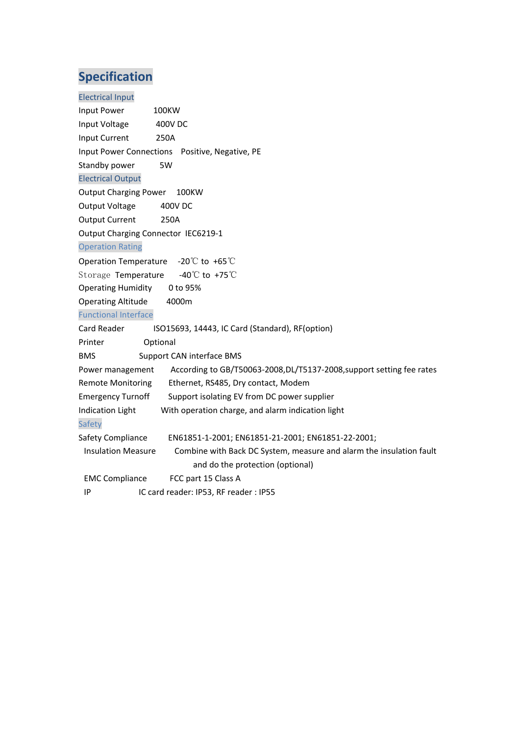# Specification

## Electrical Input

Input Power 100KW

Input Voltage 400V DC

Input Current 250A

Input Power Connections Positive, Negative, PE

Standby power 5W

## Electrical Output

Output Charging Power 100KW

Output Voltage 400V DC

Output Current 250A

Output Charging Connector IEC6219-1

## Operation Rating

Operation Temperature -20℃ to +65℃

Storage Temperature -40℃ to +75℃

Operating Humidity 0 to 95%

Operating Altitude 4000m

## Functional Interface

Card Reader ISO15693, 14443, IC Card (Standard), RF(option)

Printer Optional

BMS Support CAN interface BMS

Power management According to GB/T50063-2008,DL/T5137-2008,support setting fee rates

Remote Monitoring Ethernet, RS485, Dry contact, Modem

Emergency Turnoff Support isolating EV from DC power supplier

Indication Light With operation charge, and alarm indication light

## Safety

Safety Compliance EN61851-1-2001; EN61851-21-2001; EN61851-22-2001;

Insulation Measure Combine with Back DC System, measure and alarm the insulation fault and do the protection (optional)

EMC Compliance FCC part 15 Class A

IP IC card reader: IP53, RF reader : IP55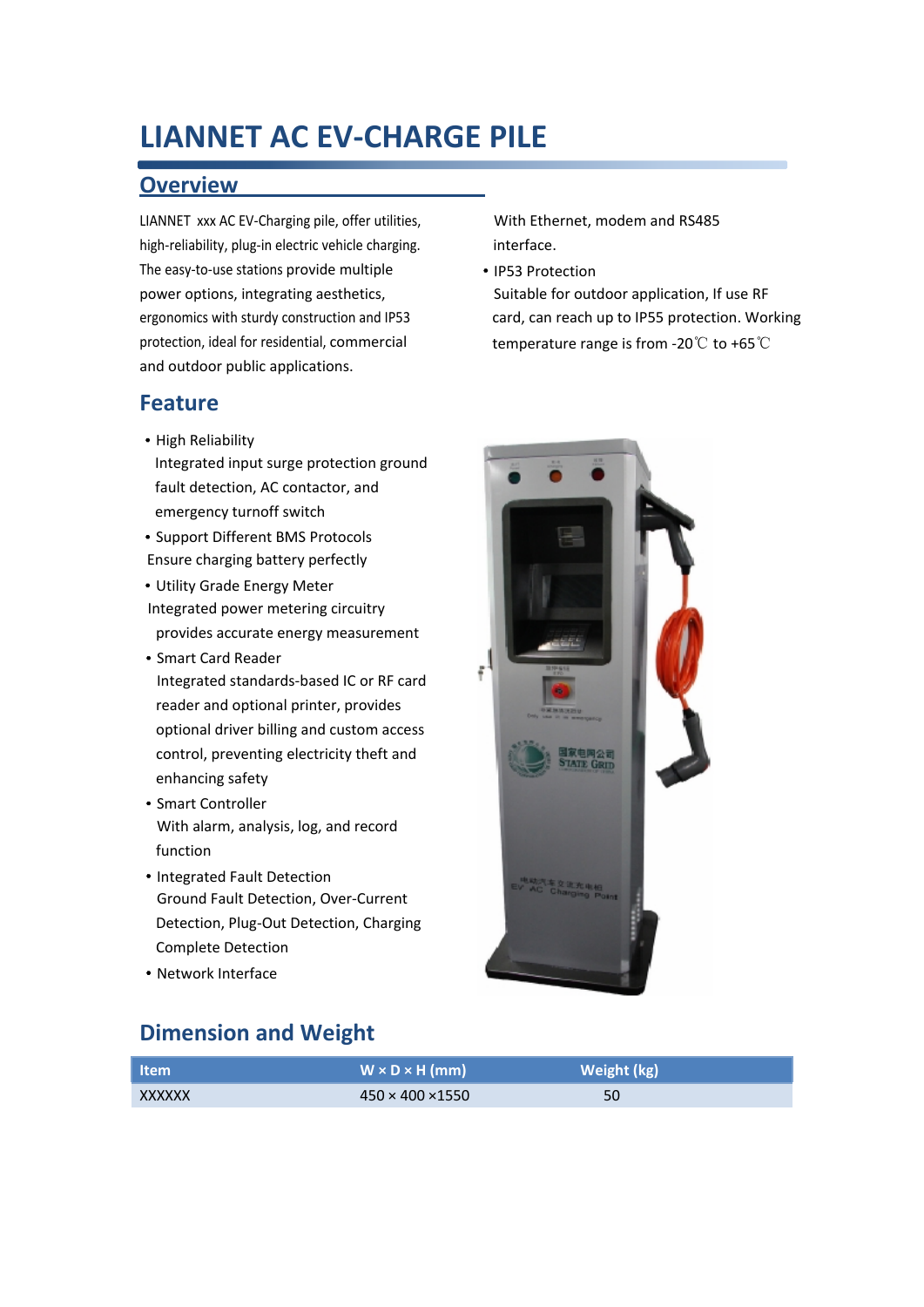# LIANNET AC EV-CHARGE PILE

## Overview

LIANNET xxx AC EV-Charging pile, offer utilities, high-reliability, plug-in electric vehicle charging. The easy-to-use stations provide multiple power options, integrating aesthetics, ergonomics with sturdy construction and IP53 protection, ideal for residential, commercial and outdoor public applications.

## Feature

- High Reliability
  Integrated input surge protection ground fault detection, AC contactor, and emergency turnoff switch
- Support Different BMS Protocols
  Ensure charging battery perfectly
- Utility Grade Energy Meter
  Integrated power metering circuitry provides accurate energy measurement
- Smart Card Reader
  Integrated standards-based IC or RF card reader and optional printer, provides optional driver billing and custom access control, preventing electricity theft and enhancing safety
- Smart Controller
  With alarm, analysis, log, and record function
- Integrated Fault Detection
  Ground Fault Detection, Over-Current Detection, Plug-Out Detection, Charging Complete Detection
- Network Interface
  With Ethernet, modem and RS485 interface.
- IP53 Protection
  Suitable for outdoor application, If use RF card, can reach up to IP55 protection. Working temperature range is from -20℃ to +65℃

## Dimension and Weight

| Item | W × D × H (mm) | Weight (kg) |
|---|---|---|
| XXXXXX | 450 × 400 ×1550 | 50 |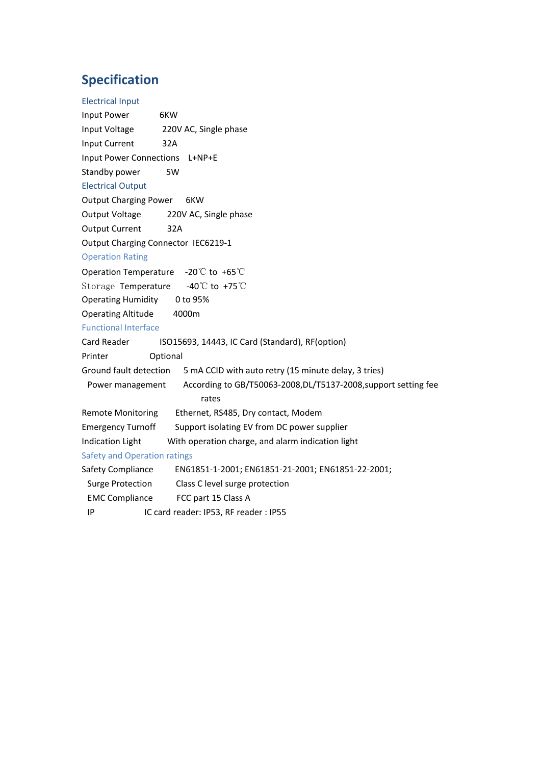## Specification

### Electrical Input

| | |
|---|---|
| Input Power | 6KW |
| Input Voltage | 220V AC, Single phase |
| Input Current | 32A |
| Input Power Connections | L+NP+E |
| Standby power | 5W |

### Electrical Output

| | |
|---|---|
| Output Charging Power | 6KW |
| Output Voltage | 220V AC, Single phase |
| Output Current | 32A |
| Output Charging Connector | IEC6219-1 |

### Operation Rating

| | |
|---|---|
| Operation Temperature | -20℃ to +65℃ |
| Storage Temperature | -40℃ to +75℃ |
| Operating Humidity | 0 to 95% |
| Operating Altitude | 4000m |

### Functional Interface

| | |
|---|---|
| Card Reader | ISO15693, 14443, IC Card (Standard), RF(option) |
| Printer | Optional |
| Ground fault detection | 5 mA CCID with auto retry (15 minute delay, 3 tries) |
| Power management | According to GB/T50063-2008,DL/T5137-2008,support setting fee rates |
| Remote Monitoring | Ethernet, RS485, Dry contact, Modem |
| Emergency Turnoff | Support isolating EV from DC power supplier |
| Indication Light | With operation charge, and alarm indication light |

### Safety and Operation ratings

| | |
|---|---|
| Safety Compliance | EN61851-1-2001; EN61851-21-2001; EN61851-22-2001; |
| Surge Protection | Class C level surge protection |
| EMC Compliance | FCC part 15 Class A |
| IP | IC card reader: IP53, RF reader : IP55 |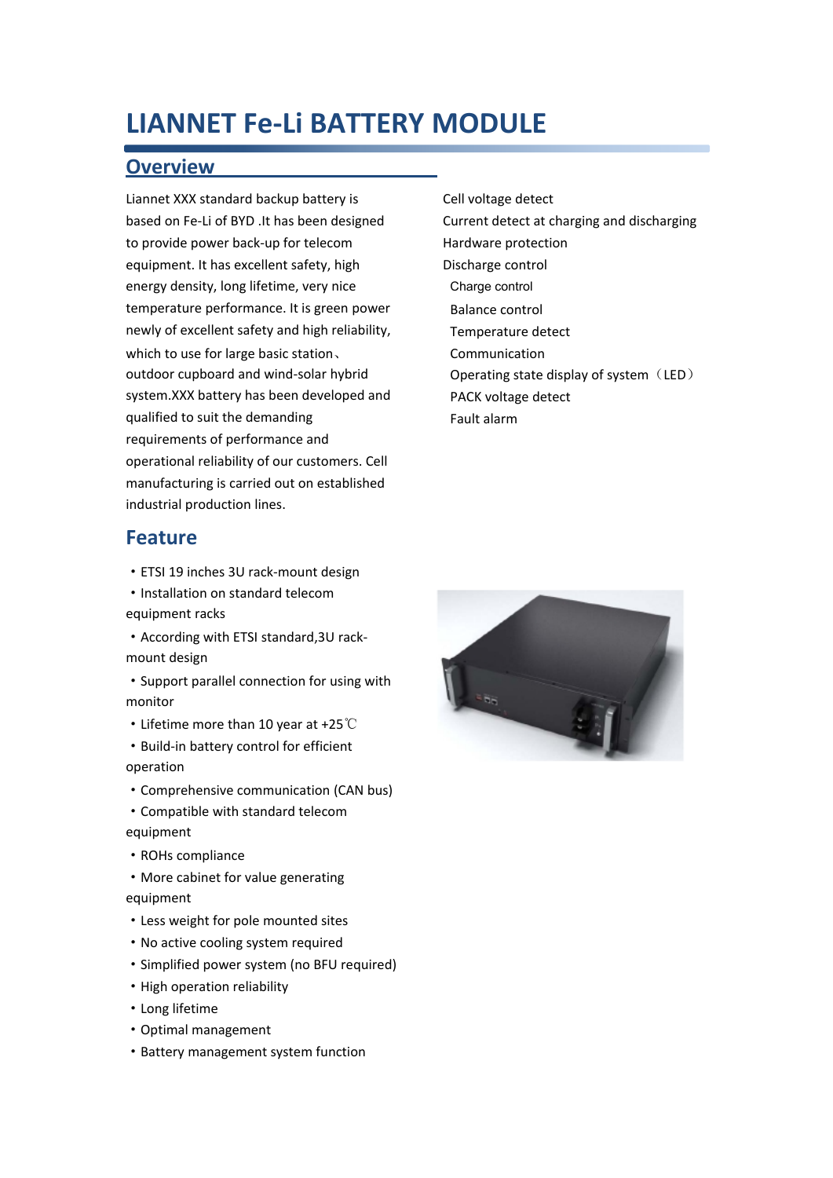# LIANNET Fe-Li BATTERY MODULE

## Overview

Liannet XXX standard backup battery is based on Fe-Li of BYD .It has been designed to provide power back-up for telecom equipment. It has excellent safety, high energy density, long lifetime, very nice temperature performance. It is green power newly of excellent safety and high reliability, which to use for large basic station、outdoor cupboard and wind-solar hybrid system.XXX battery has been developed and qualified to suit the demanding requirements of performance and operational reliability of our customers. Cell manufacturing is carried out on established industrial production lines.

Cell voltage detect
Current detect at charging and discharging
Hardware protection
Discharge control
Charge control
Balance control
Temperature detect
Communication
Operating state display of system（LED）
PACK voltage detect
Fault alarm

## Feature

- ETSI 19 inches 3U rack-mount design
- Installation on standard telecom equipment racks
- According with ETSI standard,3U rack-mount design
- Support parallel connection for using with monitor
- Lifetime more than 10 year at +25℃
- Build-in battery control for efficient operation
- Comprehensive communication (CAN bus)
- Compatible with standard telecom equipment
- ROHs compliance
- More cabinet for value generating equipment
- Less weight for pole mounted sites
- No active cooling system required
- Simplified power system (no BFU required)
- High operation reliability
- Long lifetime
- Optimal management
- Battery management system function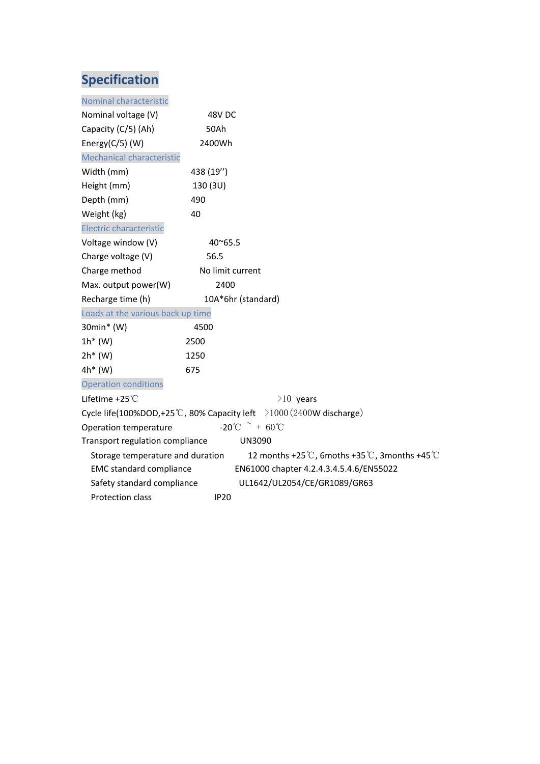# Specification

## Nominal characteristic

| | |
|---|---|
| Nominal voltage (V) | 48V DC |
| Capacity (C/5) (Ah) | 50Ah |
| Energy(C/5) (W) | 2400Wh |

## Mechanical characteristic

| | |
|---|---|
| Width (mm) | 438 (19’’) |
| Height (mm) | 130 (3U) |
| Depth (mm) | 490 |
| Weight (kg) | 40 |

## Electric characteristic

| | |
|---|---|
| Voltage window (V) | 40~65.5 |
| Charge voltage (V) | 56.5 |
| Charge method | No limit current |
| Max. output power(W) | 2400 |
| Recharge time (h) | 10A*6hr (standard) |

## Loads at the various back up time

| | |
|---|---|
| 30min* (W) | 4500 |
| 1h* (W) | 2500 |
| 2h* (W) | 1250 |
| 4h* (W) | 675 |

## Operation conditions

| | |
|---|---|
| Lifetime +25℃ | ＞10 years |
| Cycle life(100%DOD,+25℃, 80% Capacity left | ＞1000（2400W discharge） |
| Operation temperature | -20℃ ～ + 60℃ |
| Transport regulation compliance | UN3090 |
| Storage temperature and duration | 12 months +25℃, 6moths +35℃, 3months +45℃ |
| EMC standard compliance | EN61000 chapter 4.2.4.3.4.5.4.6/EN55022 |
| Safety standard compliance | UL1642/UL2054/CE/GR1089/GR63 |
| Protection class | IP20 |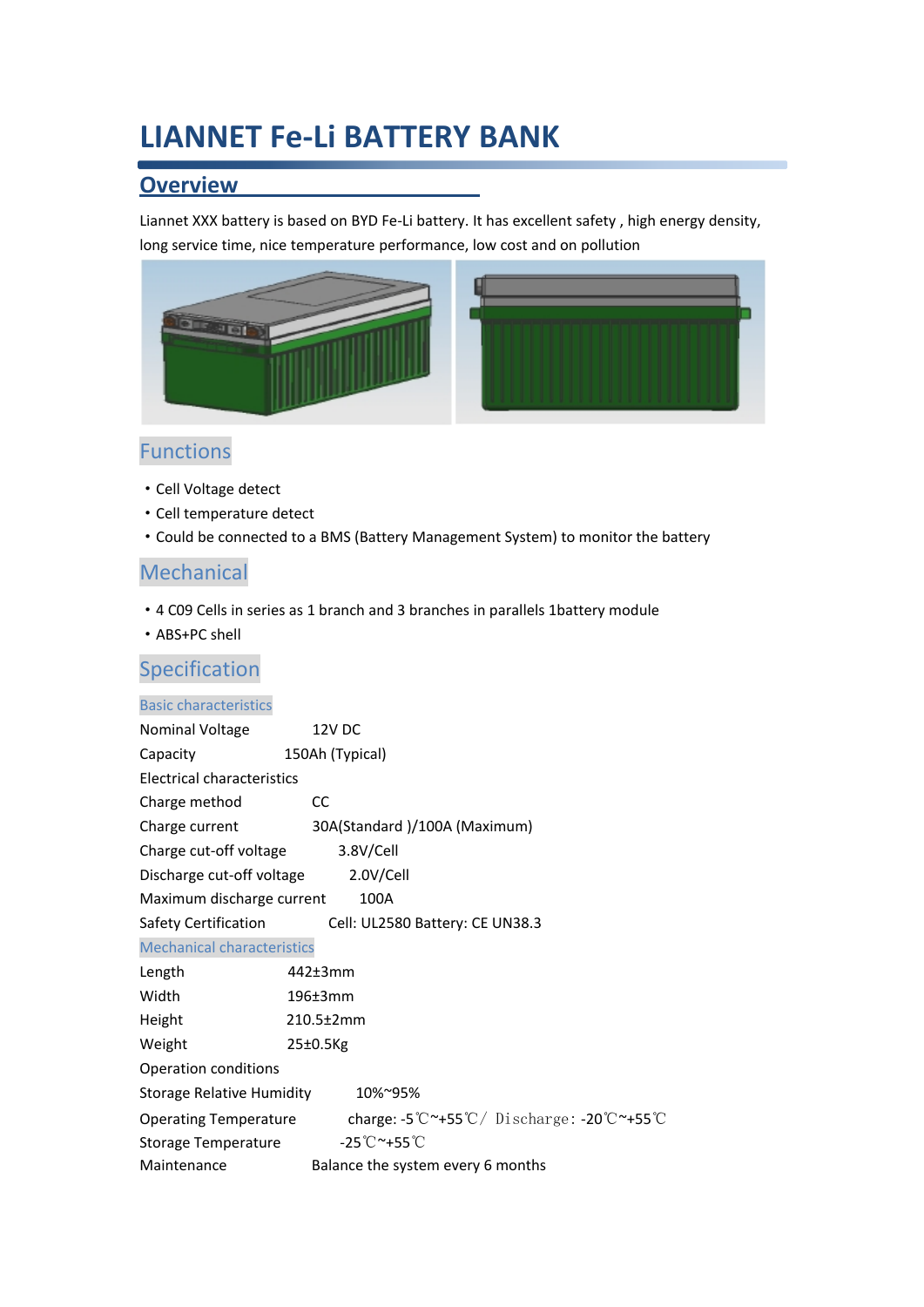# LIANNET Fe-Li BATTERY BANK

## Overview

Liannet XXX battery is based on BYD Fe-Li battery. It has excellent safety , high energy density, long service time, nice temperature performance, low cost and on pollution

## Functions

- Cell Voltage detect
- Cell temperature detect
- Could be connected to a BMS (Battery Management System) to monitor the battery

## Mechanical

- 4 C09 Cells in series as 1 branch and 3 branches in parallels 1battery module
- ABS+PC shell

## Specification

### Basic characteristics

| | |
|---|---|
| Nominal Voltage | 12V DC |
| Capacity | 150Ah (Typical) |
| Electrical characteristics | |
| Charge method | CC |
| Charge current | 30A(Standard )/100A (Maximum) |
| Charge cut-off voltage | 3.8V/Cell |
| Discharge cut-off voltage | 2.0V/Cell |
| Maximum discharge current | 100A |
| Safety Certification | Cell: UL2580 Battery: CE UN38.3 |

### Mechanical characteristics

| | |
|---|---|
| Length | 442±3mm |
| Width | 196±3mm |
| Height | 210.5±2mm |
| Weight | 25±0.5Kg |
| Operation conditions | |
| Storage Relative Humidity | 10%~95% |
| Operating Temperature | charge: -5℃~+55℃/ Discharge: -20℃~+55℃ |
| Storage Temperature | -25℃~+55℃ |
| Maintenance | Balance the system every 6 months |